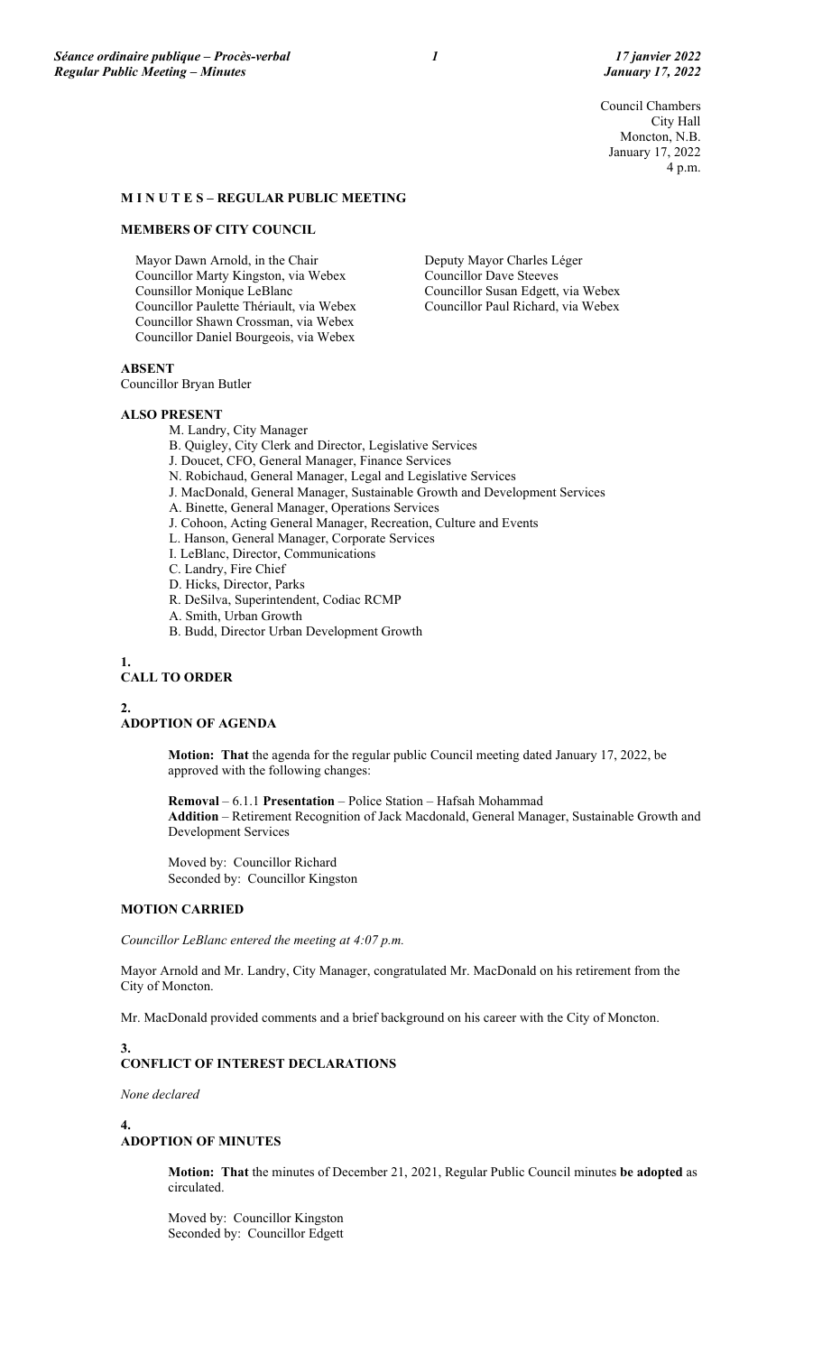Council Chambers
City Hall
Moncton, N.B.
January 17, 2022
4 p.m.

# M I N U T E S – REGULAR PUBLIC MEETING

## MEMBERS OF CITY COUNCIL

Mayor Dawn Arnold, in the Chair
Councillor Marty Kingston, via Webex
Counsillor Monique LeBlanc
Councillor Paulette Thériault, via Webex
Councillor Shawn Crossman, via Webex
Councillor Daniel Bourgeois, via Webex
Deputy Mayor Charles Léger
Councillor Dave Steeves
Councillor Susan Edgett, via Webex
Councillor Paul Richard, via Webex

## ABSENT

Councillor Bryan Butler

## ALSO PRESENT

M. Landry, City Manager
B. Quigley, City Clerk and Director, Legislative Services
J. Doucet, CFO, General Manager, Finance Services
N. Robichaud, General Manager, Legal and Legislative Services
J. MacDonald, General Manager, Sustainable Growth and Development Services
A. Binette, General Manager, Operations Services
J. Cohoon, Acting General Manager, Recreation, Culture and Events
L. Hanson, General Manager, Corporate Services
I. LeBlanc, Director, Communications
C. Landry, Fire Chief
D. Hicks, Director, Parks
R. DeSilva, Superintendent, Codiac RCMP
A. Smith, Urban Growth
B. Budd, Director Urban Development Growth

## 1. CALL TO ORDER

## 2. ADOPTION OF AGENDA

**Motion: That** the agenda for the regular public Council meeting dated January 17, 2022, be approved with the following changes:

**Removal** – 6.1.1 **Presentation** – Police Station – Hafsah Mohammad
**Addition** – Retirement Recognition of Jack Macdonald, General Manager, Sustainable Growth and Development Services

Moved by: Councillor Richard
Seconded by: Councillor Kingston

**MOTION CARRIED**

*Councillor LeBlanc entered the meeting at 4:07 p.m.*

Mayor Arnold and Mr. Landry, City Manager, congratulated Mr. MacDonald on his retirement from the City of Moncton.

Mr. MacDonald provided comments and a brief background on his career with the City of Moncton.

## 3. CONFLICT OF INTEREST DECLARATIONS

*None declared*

## 4. ADOPTION OF MINUTES

**Motion: That** the minutes of December 21, 2021, Regular Public Council minutes **be adopted** as circulated.

Moved by: Councillor Kingston
Seconded by: Councillor Edgett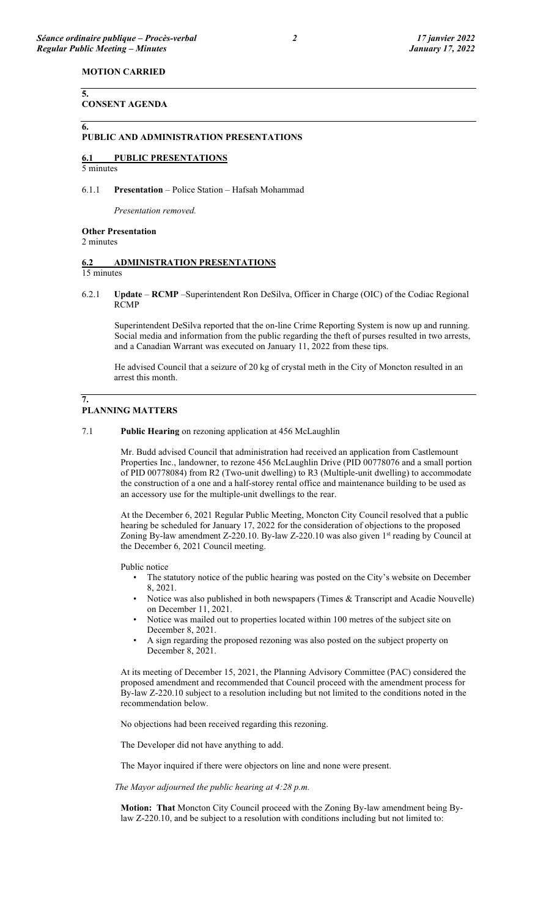**MOTION CARRIED**

## 5. CONSENT AGENDA

## 6. PUBLIC AND ADMINISTRATION PRESENTATIONS

### 6.1 PUBLIC PRESENTATIONS

5 minutes

6.1.1 **Presentation** – Police Station – Hafsah Mohammad

*Presentation removed.*

**Other Presentation**
2 minutes

### 6.2 ADMINISTRATION PRESENTATIONS

15 minutes

6.2.1 **Update** – **RCMP** –Superintendent Ron DeSilva, Officer in Charge (OIC) of the Codiac Regional RCMP

Superintendent DeSilva reported that the on-line Crime Reporting System is now up and running. Social media and information from the public regarding the theft of purses resulted in two arrests, and a Canadian Warrant was executed on January 11, 2022 from these tips.

He advised Council that a seizure of 20 kg of crystal meth in the City of Moncton resulted in an arrest this month.

## 7. PLANNING MATTERS

7.1 **Public Hearing** on rezoning application at 456 McLaughlin

Mr. Budd advised Council that administration had received an application from Castlemount Properties Inc., landowner, to rezone 456 McLaughlin Drive (PID 00778076 and a small portion of PID 00778084) from R2 (Two-unit dwelling) to R3 (Multiple-unit dwelling) to accommodate the construction of a one and a half-storey rental office and maintenance building to be used as an accessory use for the multiple-unit dwellings to the rear.

At the December 6, 2021 Regular Public Meeting, Moncton City Council resolved that a public hearing be scheduled for January 17, 2022 for the consideration of objections to the proposed Zoning By-law amendment Z-220.10. By-law Z-220.10 was also given 1st reading by Council at the December 6, 2021 Council meeting.

Public notice

- The statutory notice of the public hearing was posted on the City's website on December 8, 2021.
- Notice was also published in both newspapers (Times & Transcript and Acadie Nouvelle) on December 11, 2021.
- Notice was mailed out to properties located within 100 metres of the subject site on December 8, 2021.
- A sign regarding the proposed rezoning was also posted on the subject property on December 8, 2021.

At its meeting of December 15, 2021, the Planning Advisory Committee (PAC) considered the proposed amendment and recommended that Council proceed with the amendment process for By-law Z-220.10 subject to a resolution including but not limited to the conditions noted in the recommendation below.

No objections had been received regarding this rezoning.

The Developer did not have anything to add.

The Mayor inquired if there were objectors on line and none were present.

*The Mayor adjourned the public hearing at 4:28 p.m.*

**Motion: That** Moncton City Council proceed with the Zoning By-law amendment being By-law Z-220.10, and be subject to a resolution with conditions including but not limited to: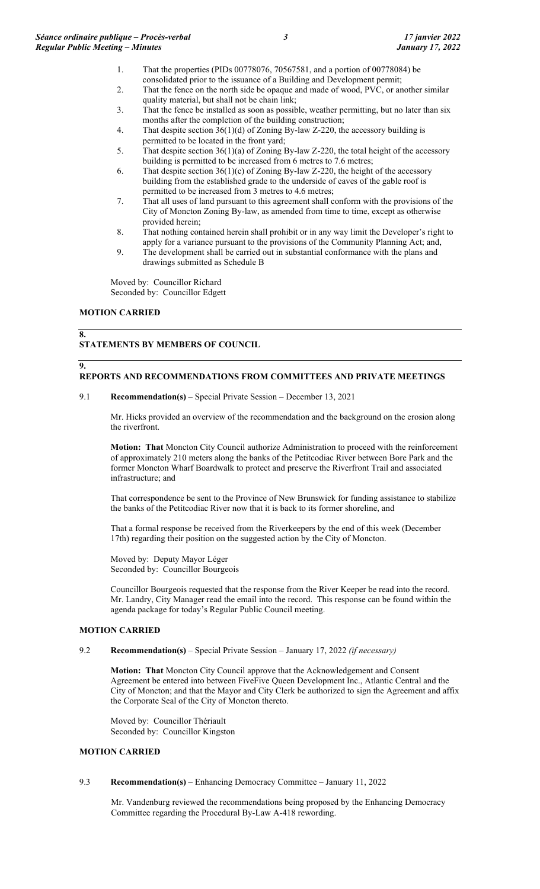1. That the properties (PIDs 00778076, 70567581, and a portion of 00778084) be consolidated prior to the issuance of a Building and Development permit;
2. That the fence on the north side be opaque and made of wood, PVC, or another similar quality material, but shall not be chain link;
3. That the fence be installed as soon as possible, weather permitting, but no later than six months after the completion of the building construction;
4. That despite section 36(1)(d) of Zoning By-law Z-220, the accessory building is permitted to be located in the front yard;
5. That despite section 36(1)(a) of Zoning By-law Z-220, the total height of the accessory building is permitted to be increased from 6 metres to 7.6 metres;
6. That despite section 36(1)(c) of Zoning By-law Z-220, the height of the accessory building from the established grade to the underside of eaves of the gable roof is permitted to be increased from 3 metres to 4.6 metres;
7. That all uses of land pursuant to this agreement shall conform with the provisions of the City of Moncton Zoning By-law, as amended from time to time, except as otherwise provided herein;
8. That nothing contained herein shall prohibit or in any way limit the Developer's right to apply for a variance pursuant to the provisions of the Community Planning Act; and,
9. The development shall be carried out in substantial conformance with the plans and drawings submitted as Schedule B

Moved by: Councillor Richard
Seconded by: Councillor Edgett

**MOTION CARRIED**

## 8. STATEMENTS BY MEMBERS OF COUNCIL

## 9. REPORTS AND RECOMMENDATIONS FROM COMMITTEES AND PRIVATE MEETINGS

9.1 **Recommendation(s)** – Special Private Session – December 13, 2021

Mr. Hicks provided an overview of the recommendation and the background on the erosion along the riverfront.

**Motion: That** Moncton City Council authorize Administration to proceed with the reinforcement of approximately 210 meters along the banks of the Petitcodiac River between Bore Park and the former Moncton Wharf Boardwalk to protect and preserve the Riverfront Trail and associated infrastructure; and

That correspondence be sent to the Province of New Brunswick for funding assistance to stabilize the banks of the Petitcodiac River now that it is back to its former shoreline, and

That a formal response be received from the Riverkeepers by the end of this week (December 17th) regarding their position on the suggested action by the City of Moncton.

Moved by: Deputy Mayor Léger
Seconded by: Councillor Bourgeois

Councillor Bourgeois requested that the response from the River Keeper be read into the record. Mr. Landry, City Manager read the email into the record. This response can be found within the agenda package for today's Regular Public Council meeting.

**MOTION CARRIED**

9.2 **Recommendation(s)** – Special Private Session – January 17, 2022 *(if necessary)*

**Motion: That** Moncton City Council approve that the Acknowledgement and Consent Agreement be entered into between FiveFive Queen Development Inc., Atlantic Central and the City of Moncton; and that the Mayor and City Clerk be authorized to sign the Agreement and affix the Corporate Seal of the City of Moncton thereto.

Moved by: Councillor Thériault
Seconded by: Councillor Kingston

**MOTION CARRIED**

9.3 **Recommendation(s)** – Enhancing Democracy Committee – January 11, 2022

Mr. Vandenburg reviewed the recommendations being proposed by the Enhancing Democracy Committee regarding the Procedural By-Law A-418 rewording.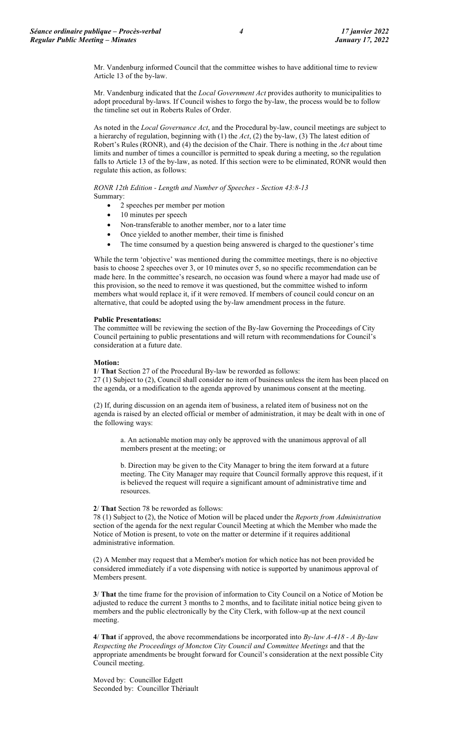Mr. Vandenburg informed Council that the committee wishes to have additional time to review Article 13 of the by-law.

Mr. Vandenburg indicated that the *Local Government Act* provides authority to municipalities to adopt procedural by-laws. If Council wishes to forgo the by-law, the process would be to follow the timeline set out in Roberts Rules of Order.

As noted in the *Local Governance Act*, and the Procedural by-law, council meetings are subject to a hierarchy of regulation, beginning with (1) the *Act*, (2) the by-law, (3) The latest edition of Robert's Rules (RONR), and (4) the decision of the Chair. There is nothing in the *Act* about time limits and number of times a councillor is permitted to speak during a meeting, so the regulation falls to Article 13 of the by-law, as noted. If this section were to be eliminated, RONR would then regulate this action, as follows:

*RONR 12th Edition - Length and Number of Speeches - Section 43:8-13*
Summary:

- 2 speeches per member per motion
- 10 minutes per speech
- Non-transferable to another member, nor to a later time
- Once yielded to another member, their time is finished
- The time consumed by a question being answered is charged to the questioner's time

While the term 'objective' was mentioned during the committee meetings, there is no objective basis to choose 2 speeches over 3, or 10 minutes over 5, so no specific recommendation can be made here. In the committee's research, no occasion was found where a mayor had made use of this provision, so the need to remove it was questioned, but the committee wished to inform members what would replace it, if it were removed. If members of council could concur on an alternative, that could be adopted using the by-law amendment process in the future.

**Public Presentations:**
The committee will be reviewing the section of the By-law Governing the Proceedings of City Council pertaining to public presentations and will return with recommendations for Council's consideration at a future date.

**Motion:**
**1**/ **That** Section 27 of the Procedural By-law be reworded as follows:
27 (1) Subject to (2), Council shall consider no item of business unless the item has been placed on the agenda, or a modification to the agenda approved by unanimous consent at the meeting.

(2) If, during discussion on an agenda item of business, a related item of business not on the agenda is raised by an elected official or member of administration, it may be dealt with in one of the following ways:

> a. An actionable motion may only be approved with the unanimous approval of all members present at the meeting; or
>
> b. Direction may be given to the City Manager to bring the item forward at a future meeting. The City Manager may require that Council formally approve this request, if it is believed the request will require a significant amount of administrative time and resources.

**2**/ **That** Section 78 be reworded as follows:
78 (1) Subject to (2), the Notice of Motion will be placed under the *Reports from Administration* section of the agenda for the next regular Council Meeting at which the Member who made the Notice of Motion is present, to vote on the matter or determine if it requires additional administrative information.

(2) A Member may request that a Member's motion for which notice has not been provided be considered immediately if a vote dispensing with notice is supported by unanimous approval of Members present.

**3**/ **That** the time frame for the provision of information to City Council on a Notice of Motion be adjusted to reduce the current 3 months to 2 months, and to facilitate initial notice being given to members and the public electronically by the City Clerk, with follow-up at the next council meeting.

**4**/ **That** if approved, the above recommendations be incorporated into *By-law A-418 - A By-law Respecting the Proceedings of Moncton City Council and Committee Meetings* and that the appropriate amendments be brought forward for Council's consideration at the next possible City Council meeting.

Moved by: Councillor Edgett
Seconded by: Councillor Thériault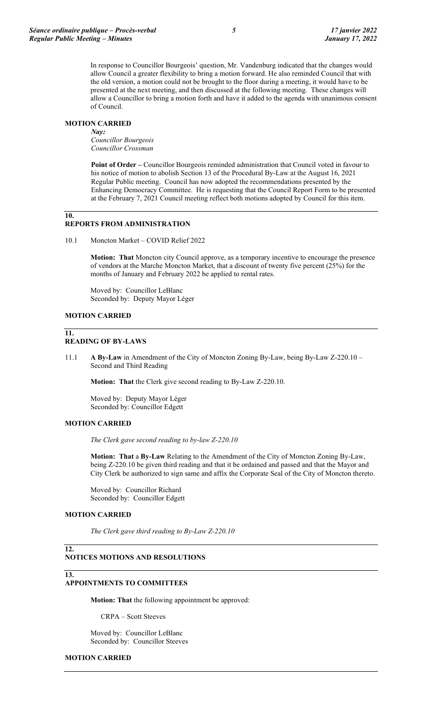In response to Councillor Bourgeois' question, Mr. Vandenburg indicated that the changes would allow Council a greater flexibility to bring a motion forward. He also reminded Council that with the old version, a motion could not be brought to the floor during a meeting, it would have to be presented at the next meeting, and then discussed at the following meeting. These changes will allow a Councillor to bring a motion forth and have it added to the agenda with unanimous consent of Council.

**MOTION CARRIED**

*Nay:*
*Councillor Bourgeois*
*Councillor Crossman*

**Point of Order –** Councillor Bourgeois reminded administration that Council voted in favour to his notice of motion to abolish Section 13 of the Procedural By-Law at the August 16, 2021 Regular Public meeting. Council has now adopted the recommendations presented by the Enhancing Democracy Committee. He is requesting that the Council Report Form to be presented at the February 7, 2021 Council meeting reflect both motions adopted by Council for this item.

## 10. REPORTS FROM ADMINISTRATION

10.1 Moncton Market – COVID Relief 2022

**Motion: That** Moncton city Council approve, as a temporary incentive to encourage the presence of vendors at the Marche Moncton Market, that a discount of twenty five percent (25%) for the months of January and February 2022 be applied to rental rates.

Moved by: Councillor LeBlanc
Seconded by: Deputy Mayor Léger

**MOTION CARRIED**

## 11. READING OF BY-LAWS

11.1 **A By-Law** in Amendment of the City of Moncton Zoning By-Law, being By-Law Z-220.10 – Second and Third Reading

**Motion: That** the Clerk give second reading to By-Law Z-220.10.

Moved by: Deputy Mayor Léger
Seconded by: Councillor Edgett

**MOTION CARRIED**

*The Clerk gave second reading to by-law Z-220.10*

**Motion: That** a **By-Law** Relating to the Amendment of the City of Moncton Zoning By-Law, being Z-220.10 be given third reading and that it be ordained and passed and that the Mayor and City Clerk be authorized to sign same and affix the Corporate Seal of the City of Moncton thereto.

Moved by: Councillor Richard
Seconded by: Councillor Edgett

**MOTION CARRIED**

*The Clerk gave third reading to By-Law Z-220.10*

## 12. NOTICES MOTIONS AND RESOLUTIONS

## 13. APPOINTMENTS TO COMMITTEES

**Motion: That** the following appointment be approved:

CRPA – Scott Steeves

Moved by: Councillor LeBlanc
Seconded by: Councillor Steeves

**MOTION CARRIED**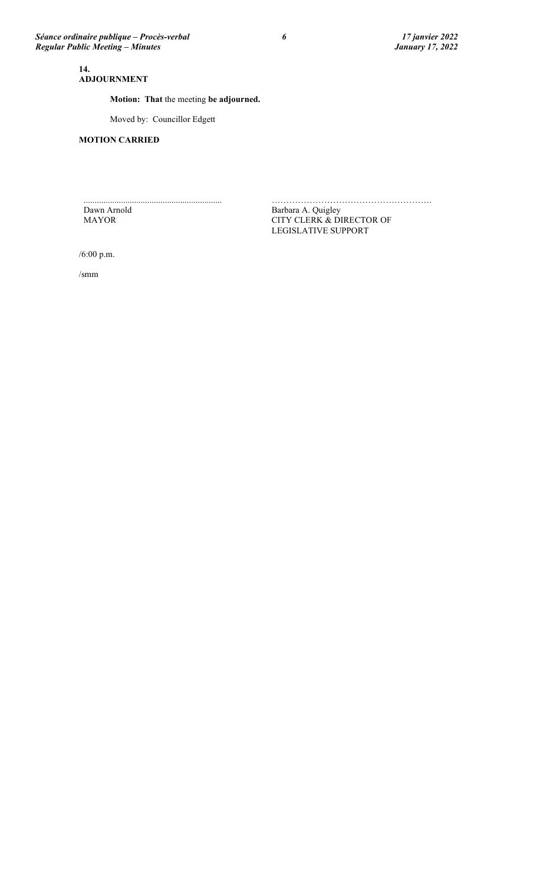**14.**
**ADJOURNMENT**

**Motion: That** the meeting **be adjourned.**

Moved by: Councillor Edgett

**MOTION CARRIED**

| | |
|---|---|
| ............................................................. | ……………………………………………. |
| Dawn Arnold | Barbara A. Quigley |
| MAYOR | CITY CLERK & DIRECTOR OF LEGISLATIVE SUPPORT |

/6:00 p.m.

/smm